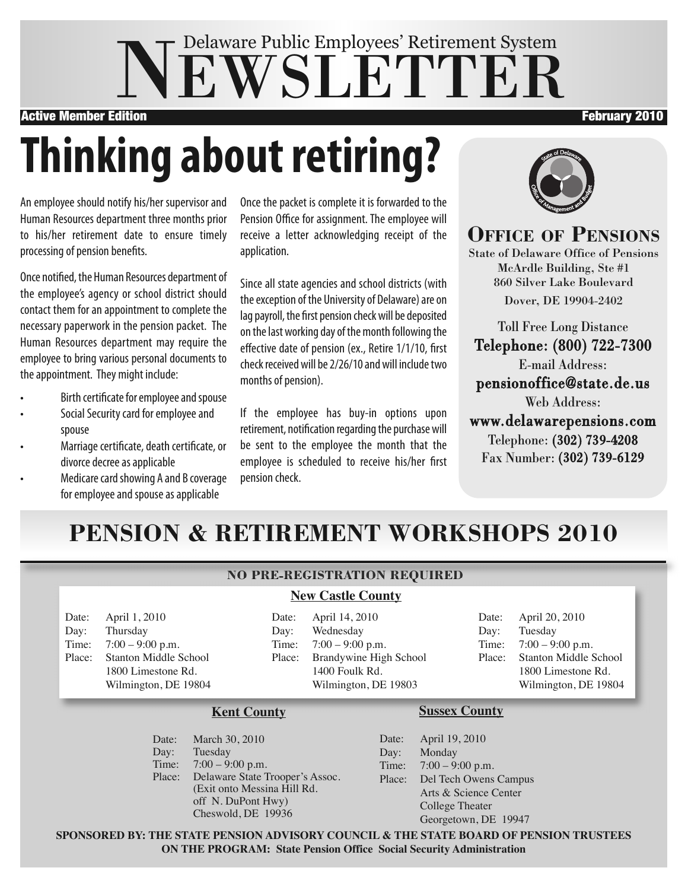# Delaware Public Employees' Retirement System NEWSLETTER

**Active Member Edition** — **February 2010**

# Thinking about retiring?

An employee should notify his/her supervisor and Human Resources department three months prior to his/her retirement date to ensure timely processing of pension benefits.

Once notified, the Human Resources department of the employee's agency or school district should contact them for an appointment to complete the necessary paperwork in the pension packet. The Human Resources department may require the employee to bring various personal documents to the appointment. They might include:

- Birth certificate for employee and spouse
- Social Security card for employee and spouse
- Marriage certificate, death certificate, or divorce decree as applicable
- Medicare card showing A and B coverage for employee and spouse as applicable

Once the packet is complete it is forwarded to the Pension Office for assignment. The employee will receive a letter acknowledging receipt of the application.

Since all state agencies and school districts (with the exception of the University of Delaware) are on lag payroll, the first pension check will be deposited on the last working day of the month following the effective date of pension (ex., Retire 1/1/10, first check received will be 2/26/10 and will include two months of pension).

If the employee has buy-in options upon retirement, notification regarding the purchase will be sent to the employee the month that the employee is scheduled to receive his/her first pension check.

## Office of Pensions

State of Delaware Office of Pensions
McArdle Building, Ste #1
860 Silver Lake Boulevard
Dover, DE 19904-2402

Toll Free Long Distance
Telephone: (800) 722-7300
E-mail Address:
pensionoffice@state.de.us
Web Address:
www.delawarepensions.com
Telephone: (302) 739-4208
Fax Number: (302) 739-6129

## PENSION & RETIREMENT WORKSHOPS 2010

**NO PRE-REGISTRATION REQUIRED**

### New Castle County

Date: April 1, 2010
Day: Thursday
Time: 7:00 – 9:00 p.m.
Place: Stanton Middle School
1800 Limestone Rd.
Wilmington, DE 19804

Date: April 14, 2010
Day: Wednesday
Time: 7:00 – 9:00 p.m.
Place: Brandywine High School
1400 Foulk Rd.
Wilmington, DE 19803

Date: April 20, 2010
Day: Tuesday
Time: 7:00 – 9:00 p.m.
Place: Stanton Middle School
1800 Limestone Rd.
Wilmington, DE 19804

### Kent County

Date: March 30, 2010
Day: Tuesday
Time: 7:00 – 9:00 p.m.
Place: Delaware State Trooper's Assoc.
(Exit onto Messina Hill Rd.
off N. DuPont Hwy)
Cheswold, DE 19936

### Sussex County

Date: April 19, 2010
Day: Monday
Time: 7:00 – 9:00 p.m.
Place: Del Tech Owens Campus
Arts & Science Center
College Theater
Georgetown, DE 19947

**SPONSORED BY: THE STATE PENSION ADVISORY COUNCIL & THE STATE BOARD OF PENSION TRUSTEES**
**ON THE PROGRAM: State Pension Office Social Security Administration**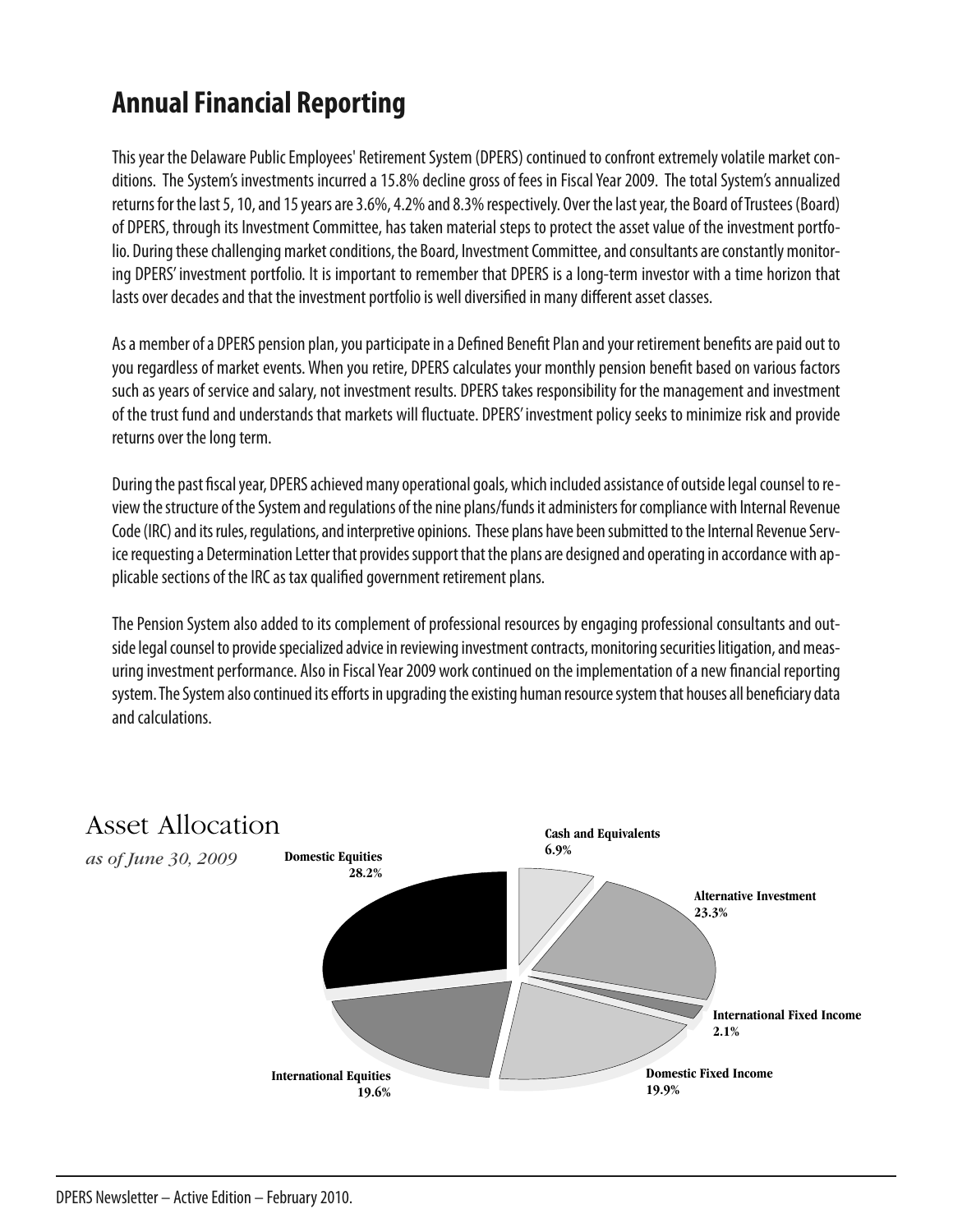# Annual Financial Reporting

This year the Delaware Public Employees' Retirement System (DPERS) continued to confront extremely volatile market conditions. The System's investments incurred a 15.8% decline gross of fees in Fiscal Year 2009. The total System's annualized returns for the last 5, 10, and 15 years are 3.6%, 4.2% and 8.3% respectively. Over the last year, the Board of Trustees (Board) of DPERS, through its Investment Committee, has taken material steps to protect the asset value of the investment portfolio. During these challenging market conditions, the Board, Investment Committee, and consultants are constantly monitoring DPERS' investment portfolio. It is important to remember that DPERS is a long-term investor with a time horizon that lasts over decades and that the investment portfolio is well diversified in many different asset classes.

As a member of a DPERS pension plan, you participate in a Defined Benefit Plan and your retirement benefits are paid out to you regardless of market events. When you retire, DPERS calculates your monthly pension benefit based on various factors such as years of service and salary, not investment results. DPERS takes responsibility for the management and investment of the trust fund and understands that markets will fluctuate. DPERS' investment policy seeks to minimize risk and provide returns over the long term.

During the past fiscal year, DPERS achieved many operational goals, which included assistance of outside legal counsel to review the structure of the System and regulations of the nine plans/funds it administers for compliance with Internal Revenue Code (IRC) and its rules, regulations, and interpretive opinions. These plans have been submitted to the Internal Revenue Service requesting a Determination Letter that provides support that the plans are designed and operating in accordance with applicable sections of the IRC as tax qualified government retirement plans.

The Pension System also added to its complement of professional resources by engaging professional consultants and outside legal counsel to provide specialized advice in reviewing investment contracts, monitoring securities litigation, and measuring investment performance. Also in Fiscal Year 2009 work continued on the implementation of a new financial reporting system. The System also continued its efforts in upgrading the existing human resource system that houses all beneficiary data and calculations.

## Asset Allocation

*as of June 30, 2009*

| Asset Class | Allocation |
|---|---|
| Domestic Equities | 28.2% |
| Cash and Equivalents | 6.9% |
| Alternative Investment | 23.3% |
| International Fixed Income | 2.1% |
| Domestic Fixed Income | 19.9% |
| International Equities | 19.6% |

DPERS Newsletter – Active Edition – February 2010.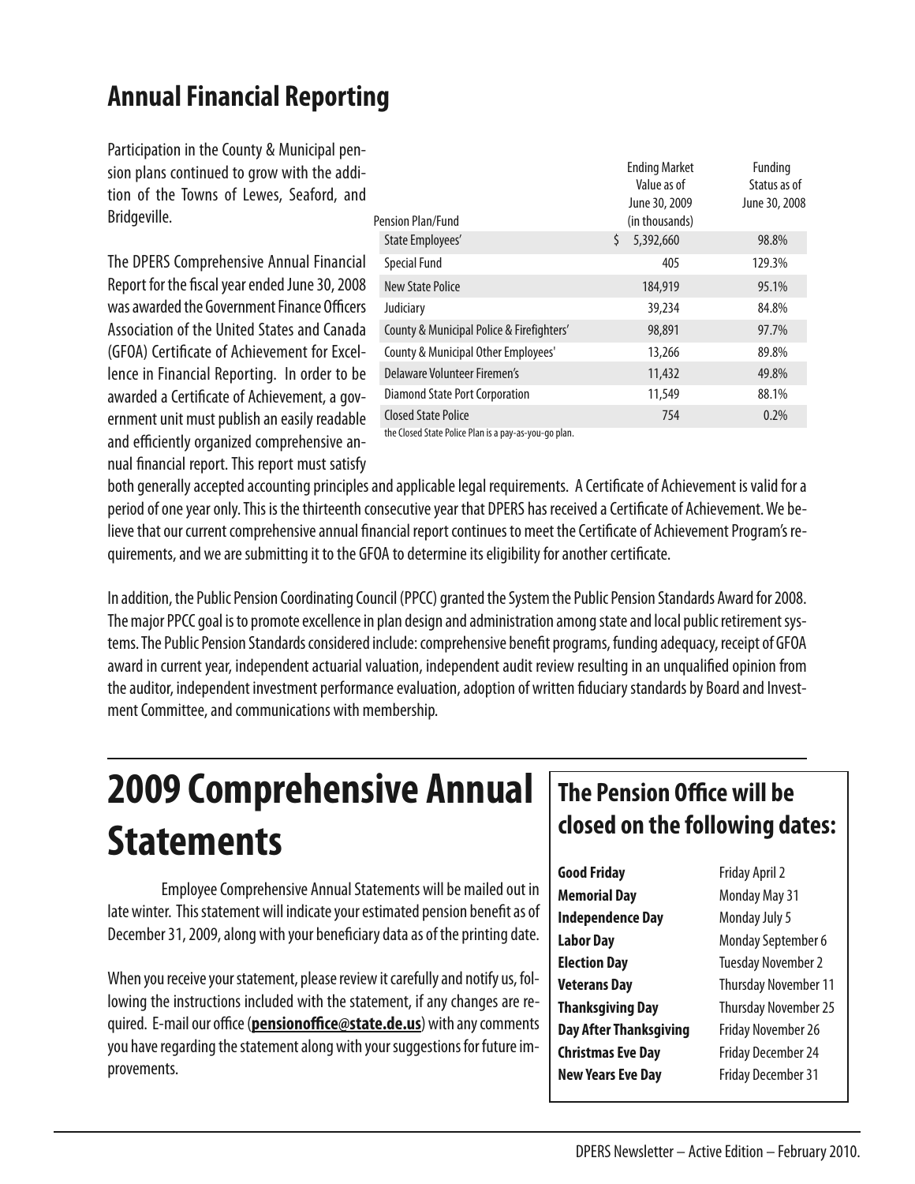## Annual Financial Reporting

Participation in the County & Municipal pension plans continued to grow with the addition of the Towns of Lewes, Seaford, and Bridgeville.

| Pension Plan/Fund | Ending Market Value as of June 30, 2009 (in thousands) | Funding Status as of June 30, 2008 |
|---|---|---|
| State Employees' | $ 5,392,660 | 98.8% |
| Special Fund | 405 | 129.3% |
| New State Police | 184,919 | 95.1% |
| Judiciary | 39,234 | 84.8% |
| County & Municipal Police & Firefighters' | 98,891 | 97.7% |
| County & Municipal Other Employees' | 13,266 | 89.8% |
| Delaware Volunteer Firemen's | 11,432 | 49.8% |
| Diamond State Port Corporation | 11,549 | 88.1% |
| Closed State Police | 754 | 0.2% |

the Closed State Police Plan is a pay-as-you-go plan.

The DPERS Comprehensive Annual Financial Report for the fiscal year ended June 30, 2008 was awarded the Government Finance Officers Association of the United States and Canada (GFOA) Certificate of Achievement for Excellence in Financial Reporting. In order to be awarded a Certificate of Achievement, a government unit must publish an easily readable and efficiently organized comprehensive annual financial report. This report must satisfy both generally accepted accounting principles and applicable legal requirements. A Certificate of Achievement is valid for a period of one year only. This is the thirteenth consecutive year that DPERS has received a Certificate of Achievement. We believe that our current comprehensive annual financial report continues to meet the Certificate of Achievement Program's requirements, and we are submitting it to the GFOA to determine its eligibility for another certificate.

In addition, the Public Pension Coordinating Council (PPCC) granted the System the Public Pension Standards Award for 2008. The major PPCC goal is to promote excellence in plan design and administration among state and local public retirement systems. The Public Pension Standards considered include: comprehensive benefit programs, funding adequacy, receipt of GFOA award in current year, independent actuarial valuation, independent audit review resulting in an unqualified opinion from the auditor, independent investment performance evaluation, adoption of written fiduciary standards by Board and Investment Committee, and communications with membership.

# 2009 Comprehensive Annual Statements

Employee Comprehensive Annual Statements will be mailed out in late winter. This statement will indicate your estimated pension benefit as of December 31, 2009, along with your beneficiary data as of the printing date.

When you receive your statement, please review it carefully and notify us, following the instructions included with the statement, if any changes are required. E-mail our office (**pensionoffice@state.de.us**) with any comments you have regarding the statement along with your suggestions for future improvements.

## The Pension Office will be closed on the following dates:

| | |
|---|---|
| **Good Friday** | Friday April 2 |
| **Memorial Day** | Monday May 31 |
| **Independence Day** | Monday July 5 |
| **Labor Day** | Monday September 6 |
| **Election Day** | Tuesday November 2 |
| **Veterans Day** | Thursday November 11 |
| **Thanksgiving Day** | Thursday November 25 |
| **Day After Thanksgiving** | Friday November 26 |
| **Christmas Eve Day** | Friday December 24 |
| **New Years Eve Day** | Friday December 31 |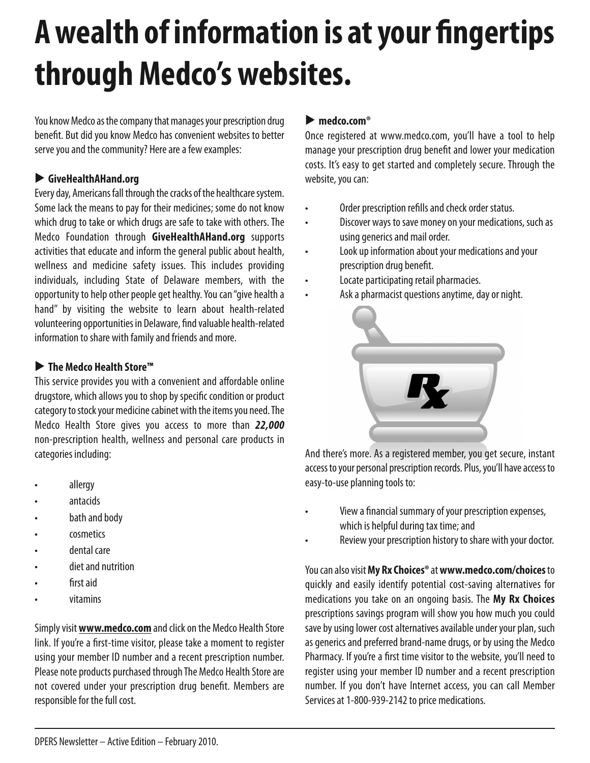# A wealth of information is at your fingertips through Medco's websites.

You know Medco as the company that manages your prescription drug benefit. But did you know Medco has convenient websites to better serve you and the community? Here are a few examples:

### ▶ GiveHealthAHand.org

Every day, Americans fall through the cracks of the healthcare system. Some lack the means to pay for their medicines; some do not know which drug to take or which drugs are safe to take with others. The Medco Foundation through **GiveHealthAHand.org** supports activities that educate and inform the general public about health, wellness and medicine safety issues. This includes providing individuals, including State of Delaware members, with the opportunity to help other people get healthy. You can "give health a hand" by visiting the website to learn about health-related volunteering opportunities in Delaware, find valuable health-related information to share with family and friends and more.

### ▶ The Medco Health Store™

This service provides you with a convenient and affordable online drugstore, which allows you to shop by specific condition or product category to stock your medicine cabinet with the items you need. The Medco Health Store gives you access to more than ***22,000*** non-prescription health, wellness and personal care products in categories including:

- allergy
- antacids
- bath and body
- cosmetics
- dental care
- diet and nutrition
- first aid
- vitamins

Simply visit **www.medco.com** and click on the Medco Health Store link. If you're a first-time visitor, please take a moment to register using your member ID number and a recent prescription number. Please note products purchased through The Medco Health Store are not covered under your prescription drug benefit. Members are responsible for the full cost.

### ▶ medco.com®

Once registered at www.medco.com, you'll have a tool to help manage your prescription drug benefit and lower your medication costs. It's easy to get started and completely secure. Through the website, you can:

- Order prescription refills and check order status.
- Discover ways to save money on your medications, such as using generics and mail order.
- Look up information about your medications and your prescription drug benefit.
- Locate participating retail pharmacies.
- Ask a pharmacist questions anytime, day or night.

And there's more. As a registered member, you get secure, instant access to your personal prescription records. Plus, you'll have access to easy-to-use planning tools to:

- View a financial summary of your prescription expenses, which is helpful during tax time; and
- Review your prescription history to share with your doctor.

You can also visit **My Rx Choices**® at **www.medco.com/choices** to quickly and easily identify potential cost-saving alternatives for medications you take on an ongoing basis. The **My Rx Choices** prescriptions savings program will show you how much you could save by using lower cost alternatives available under your plan, such as generics and preferred brand-name drugs, or by using the Medco Pharmacy. If you're a first time visitor to the website, you'll need to register using your member ID number and a recent prescription number. If you don't have Internet access, you can call Member Services at 1-800-939-2142 to price medications.